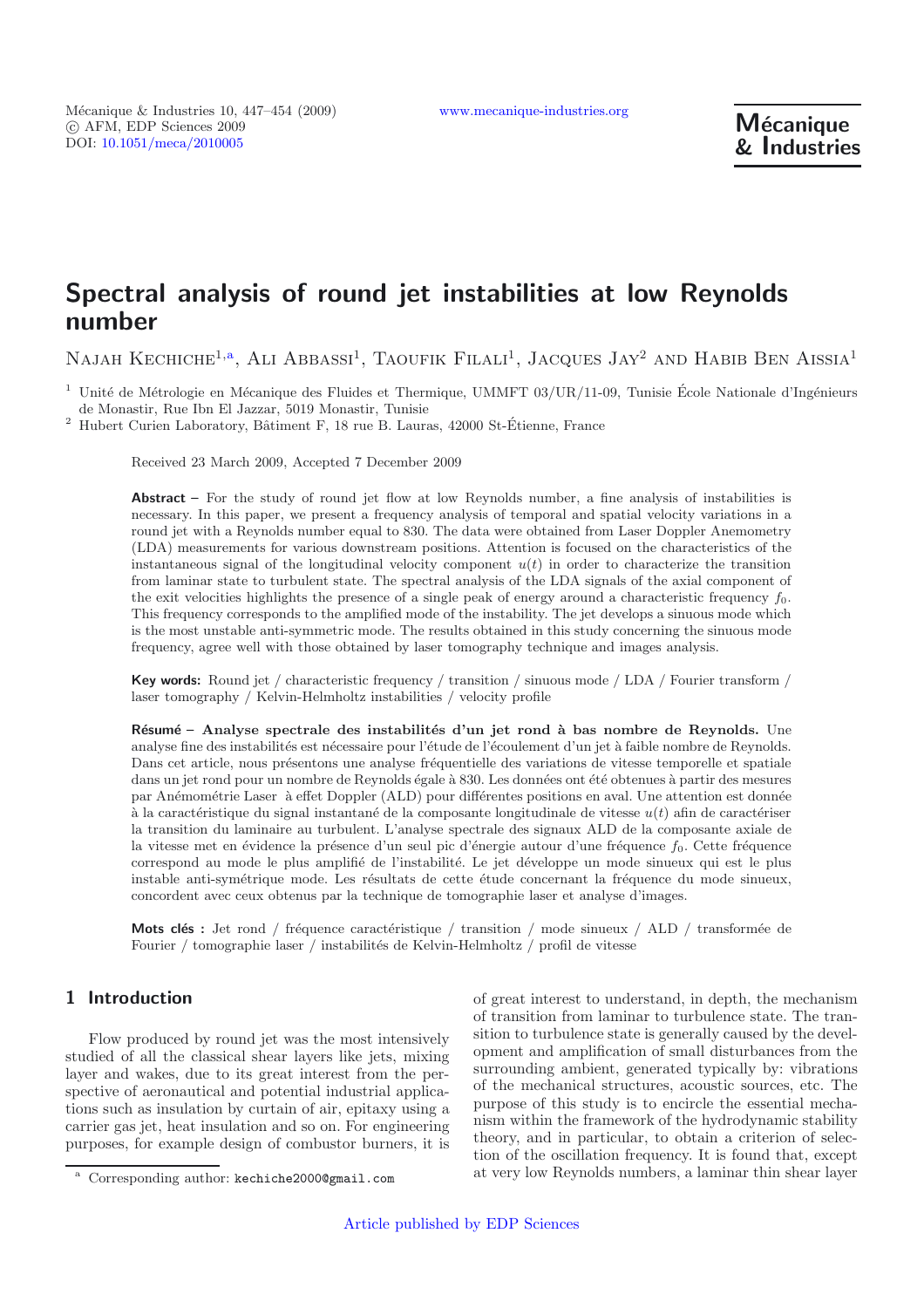# Spectral analysis of round jet instabilities at low Reynolds number

Najah Kechiche[1,a], Ali Abbassi[1], Taoufik Filali[1], Jacques Jay[2] and Habib Ben Aissia[1]

[1] Unité de Métrologie en Mécanique des Fluides et Thermique, UMMFT 03/UR/11-09, Tunisie École Nationale d'Ingénieurs de Monastir, Rue Ibn El Jazzar, 5019 Monastir, Tunisie

[2] Hubert Curien Laboratory, Bâtiment F, 18 rue B. Lauras, 42000 St-Étienne, France

Received 23 March 2009, Accepted 7 December 2009

**Abstract –** For the study of round jet flow at low Reynolds number, a fine analysis of instabilities is necessary. In this paper, we present a frequency analysis of temporal and spatial velocity variations in a round jet with a Reynolds number equal to 830. The data were obtained from Laser Doppler Anemometry (LDA) measurements for various downstream positions. Attention is focused on the characteristics of the instantaneous signal of the longitudinal velocity component $u(t)$ in order to characterize the transition from laminar state to turbulent state. The spectral analysis of the LDA signals of the axial component of the exit velocities highlights the presence of a single peak of energy around a characteristic frequency $f_0$. This frequency corresponds to the amplified mode of the instability. The jet develops a sinuous mode which is the most unstable anti-symmetric mode. The results obtained in this study concerning the sinuous mode frequency, agree well with those obtained by laser tomography technique and images analysis.

**Key words:** Round jet / characteristic frequency / transition / sinuous mode / LDA / Fourier transform / laser tomography / Kelvin-Helmholtz instabilities / velocity profile

**Résumé – Analyse spectrale des instabilités d'un jet rond à bas nombre de Reynolds.** Une analyse fine des instabilités est nécessaire pour l'étude de l'écoulement d'un jet à faible nombre de Reynolds. Dans cet article, nous présentons une analyse fréquentielle des variations de vitesse temporelle et spatiale dans un jet rond pour un nombre de Reynolds égale à 830. Les données ont été obtenues à partir des mesures par Anémométrie Laser à effet Doppler (ALD) pour différentes positions en aval. Une attention est donnée à la caractéristique du signal instantané de la composante longitudinale de vitesse $u(t)$ afin de caractériser la transition du laminaire au turbulent. L'analyse spectrale des signaux ALD de la composante axiale de la vitesse met en évidence la présence d'un seul pic d'énergie autour d'une fréquence $f_0$. Cette fréquence correspond au mode le plus amplifié de l'instabilité. Le jet développe un mode sinueux qui est le plus instable anti-symétrique mode. Les résultats de cette étude concernant la fréquence du mode sinueux, concordent avec ceux obtenus par la technique de tomographie laser et analyse d'images.

**Mots clés :** Jet rond / fréquence caractéristique / transition / mode sinueux / ALD / transformée de Fourier / tomographie laser / instabilités de Kelvin-Helmholtz / profil de vitesse

## 1 Introduction

Flow produced by round jet was the most intensively studied of all the classical shear layers like jets, mixing layer and wakes, due to its great interest from the perspective of aeronautical and potential industrial applications such as insulation by curtain of air, epitaxy using a carrier gas jet, heat insulation and so on. For engineering purposes, for example design of combustor burners, it is of great interest to understand, in depth, the mechanism of transition from laminar to turbulence state. The transition to turbulence state is generally caused by the development and amplification of small disturbances from the surrounding ambient, generated typically by: vibrations of the mechanical structures, acoustic sources, etc. The purpose of this study is to encircle the essential mechanism within the framework of the hydrodynamic stability theory, and in particular, to obtain a criterion of selection of the oscillation frequency. It is found that, except at very low Reynolds numbers, a laminar thin shear layer

[a] Corresponding author: kechiche2000@gmail.com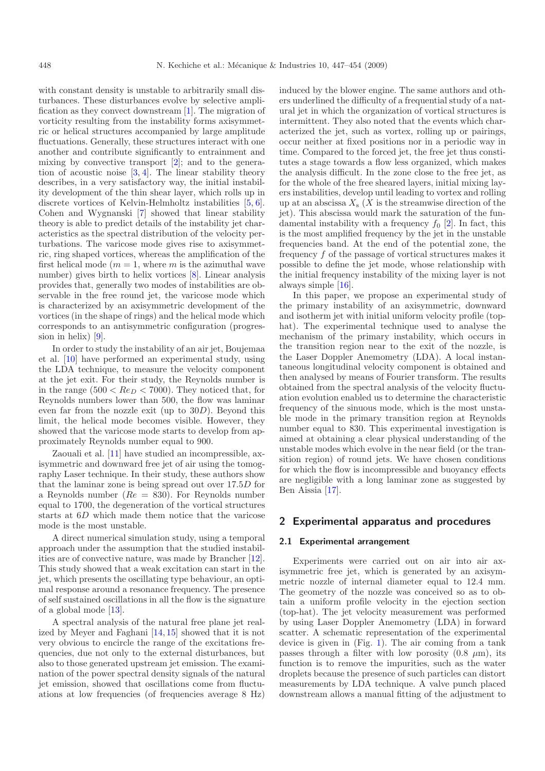with constant density is unstable to arbitrarily small disturbances. These disturbances evolve by selective amplification as they convect downstream [1]. The migration of vorticity resulting from the instability forms axisymmetric or helical structures accompanied by large amplitude fluctuations. Generally, these structures interact with one another and contribute significantly to entrainment and mixing by convective transport [2]; and to the generation of acoustic noise [3, 4]. The linear stability theory describes, in a very satisfactory way, the initial instability development of the thin shear layer, which rolls up in discrete vortices of Kelvin-Helmholtz instabilities [5, 6]. Cohen and Wygnanski [7] showed that linear stability theory is able to predict details of the instability jet characteristics as the spectral distribution of the velocity perturbations. The varicose mode gives rise to axisymmetric, ring shaped vortices, whereas the amplification of the first helical mode ($m = 1$, where $m$ is the azimuthal wave number) gives birth to helix vortices [8]. Linear analysis provides that, generally two modes of instabilities are observable in the free round jet, the varicose mode which is characterized by an axisymmetric development of the vortices (in the shape of rings) and the helical mode which corresponds to an antisymmetric configuration (progression in helix) [9].

In order to study the instability of an air jet, Boujemaa et al. [10] have performed an experimental study, using the LDA technique, to measure the velocity component at the jet exit. For their study, the Reynolds number is in the range ($500 < Re_D < 7000$). They noticed that, for Reynolds numbers lower than 500, the flow was laminar even far from the nozzle exit (up to $30D$). Beyond this limit, the helical mode becomes visible. However, they showed that the varicose mode starts to develop from approximately Reynolds number equal to 900.

Zaouali et al. [11] have studied an incompressible, axisymmetric and downward free jet of air using the tomography Laser technique. In their study, these authors show that the laminar zone is being spread out over $17.5D$ for a Reynolds number ($Re = 830$). For Reynolds number equal to 1700, the degeneration of the vortical structures starts at $6D$ which made them notice that the varicose mode is the most unstable.

A direct numerical simulation study, using a temporal approach under the assumption that the studied instabilities are of convective nature, was made by Brancher [12]. This study showed that a weak excitation can start in the jet, which presents the oscillating type behaviour, an optimal response around a resonance frequency. The presence of self sustained oscillations in all the flow is the signature of a global mode [13].

A spectral analysis of the natural free plane jet realized by Meyer and Faghani [14, 15] showed that it is not very obvious to encircle the range of the excitations frequencies, due not only to the external disturbances, but also to those generated upstream jet emission. The examination of the power spectral density signals of the natural jet emission, showed that oscillations come from fluctuations at low frequencies (of frequencies average 8 Hz) induced by the blower engine. The same authors and others underlined the difficulty of a frequential study of a natural jet in which the organization of vortical structures is intermittent. They also noted that the events which characterized the jet, such as vortex, rolling up or pairings, occur neither at fixed positions nor in a periodic way in time. Compared to the forced jet, the free jet thus constitutes a stage towards a flow less organized, which makes the analysis difficult. In the zone close to the free jet, as for the whole of the free sheared layers, initial mixing layers instabilities, develop until leading to vortex and rolling up at an abscissa $X_s$ ($X$ is the streamwise direction of the jet). This abscissa would mark the saturation of the fundamental instability with a frequency $f_0$ [2]. In fact, this is the most amplified frequency by the jet in the unstable frequencies band. At the end of the potential zone, the frequency $f$ of the passage of vortical structures makes it possible to define the jet mode, whose relationship with the initial frequency instability of the mixing layer is not always simple [16].

In this paper, we propose an experimental study of the primary instability of an axisymmetric, downward and isotherm jet with initial uniform velocity profile (top-hat). The experimental technique used to analyse the mechanism of the primary instability, which occurs in the transition region near to the exit of the nozzle, is the Laser Doppler Anemometry (LDA). A local instantaneous longitudinal velocity component is obtained and then analysed by means of Fourier transform. The results obtained from the spectral analysis of the velocity fluctuation evolution enabled us to determine the characteristic frequency of the sinuous mode, which is the most unstable mode in the primary transition region at Reynolds number equal to 830. This experimental investigation is aimed at obtaining a clear physical understanding of the unstable modes which evolve in the near field (or the transition region) of round jets. We have chosen conditions for which the flow is incompressible and buoyancy effects are negligible with a long laminar zone as suggested by Ben Aissia [17].

## 2 Experimental apparatus and procedures

### 2.1 Experimental arrangement

Experiments were carried out on air into air axisymmetric free jet, which is generated by an axisymmetric nozzle of internal diameter equal to 12.4 mm. The geometry of the nozzle was conceived so as to obtain a uniform profile velocity in the ejection section (top-hat). The jet velocity measurement was performed by using Laser Doppler Anemometry (LDA) in forward scatter. A schematic representation of the experimental device is given in (Fig. 1). The air coming from a tank passes through a filter with low porosity (0.8 $\mu$m), its function is to remove the impurities, such as the water droplets because the presence of such particles can distort measurements by LDA technique. A valve punch placed downstream allows a manual fitting of the adjustment to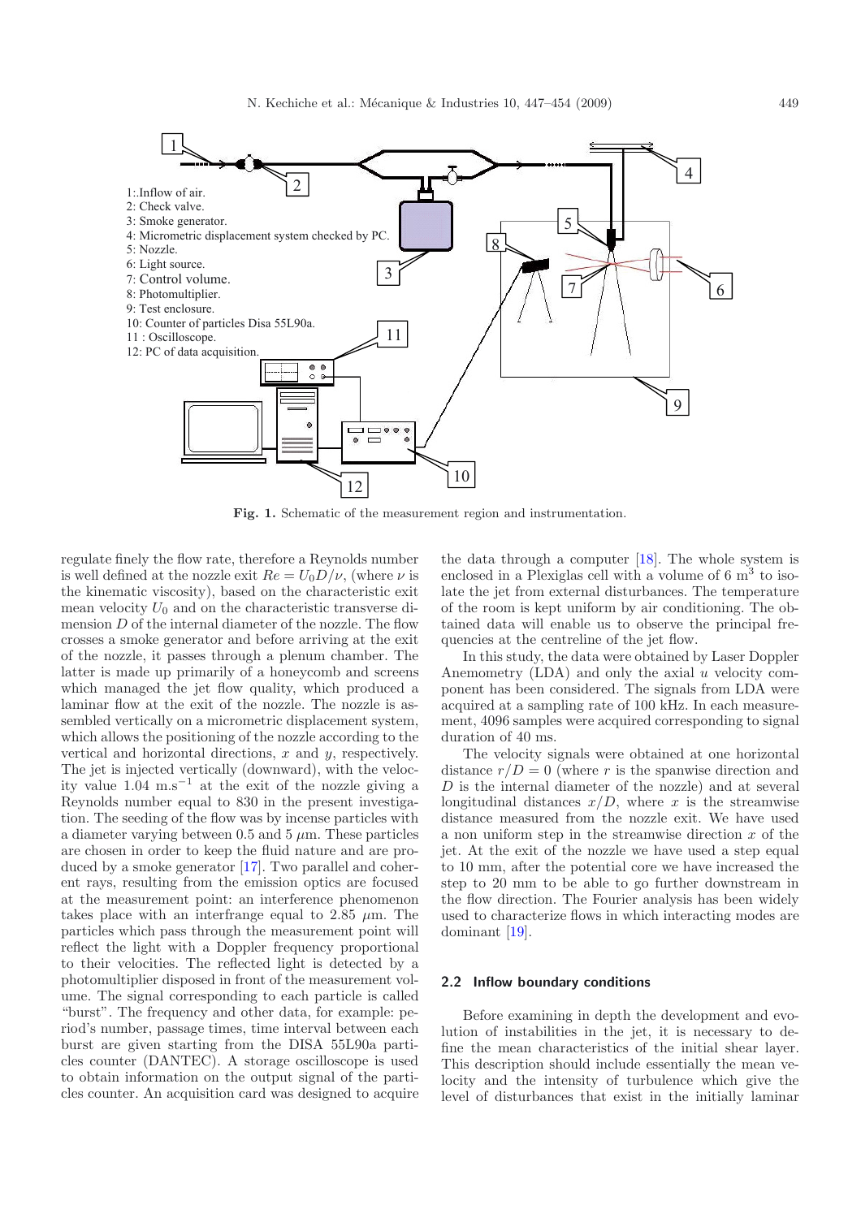1: Inflow of air.
2: Check valve.
3: Smoke generator.
4: Micrometric displacement system checked by PC.
5: Nozzle.
6: Light source.
7: Control volume.
8: Photomultiplier.
9: Test enclosure.
10: Counter of particles Disa 55L90a.
11 : Oscilloscope.
12: PC of data acquisition.

**Fig. 1.** Schematic of the measurement region and instrumentation.

regulate finely the flow rate, therefore a Reynolds number is well defined at the nozzle exit $Re = U_0D/\nu$, (where $\nu$ is the kinematic viscosity), based on the characteristic exit mean velocity $U_0$ and on the characteristic transverse dimension $D$ of the internal diameter of the nozzle. The flow crosses a smoke generator and before arriving at the exit of the nozzle, it passes through a plenum chamber. The latter is made up primarily of a honeycomb and screens which managed the jet flow quality, which produced a laminar flow at the exit of the nozzle. The nozzle is assembled vertically on a micrometric displacement system, which allows the positioning of the nozzle according to the vertical and horizontal directions, $x$ and $y$, respectively. The jet is injected vertically (downward), with the velocity value 1.04 $\text{m.s}^{-1}$ at the exit of the nozzle giving a Reynolds number equal to 830 in the present investigation. The seeding of the flow was by incense particles with a diameter varying between 0.5 and 5 $\mu$m. These particles are chosen in order to keep the fluid nature and are produced by a smoke generator [17]. Two parallel and coherent rays, resulting from the emission optics are focused at the measurement point: an interference phenomenon takes place with an interfrange equal to 2.85 $\mu$m. The particles which pass through the measurement point will reflect the light with a Doppler frequency proportional to their velocities. The reflected light is detected by a photomultiplier disposed in front of the measurement volume. The signal corresponding to each particle is called "burst". The frequency and other data, for example: period's number, passage times, time interval between each burst are given starting from the DISA 55L90a particles counter (DANTEC). A storage oscilloscope is used to obtain information on the output signal of the particles counter. An acquisition card was designed to acquire the data through a computer [18]. The whole system is enclosed in a Plexiglas cell with a volume of 6 $\text{m}^3$ to isolate the jet from external disturbances. The temperature of the room is kept uniform by air conditioning. The obtained data will enable us to observe the principal frequencies at the centreline of the jet flow.

In this study, the data were obtained by Laser Doppler Anemometry (LDA) and only the axial $u$ velocity component has been considered. The signals from LDA were acquired at a sampling rate of 100 kHz. In each measurement, 4096 samples were acquired corresponding to signal duration of 40 ms.

The velocity signals were obtained at one horizontal distance $r/D = 0$ (where $r$ is the spanwise direction and $D$ is the internal diameter of the nozzle) and at several longitudinal distances $x/D$, where $x$ is the streamwise distance measured from the nozzle exit. We have used a non uniform step in the streamwise direction $x$ of the jet. At the exit of the nozzle we have used a step equal to 10 mm, after the potential core we have increased the step to 20 mm to be able to go further downstream in the flow direction. The Fourier analysis has been widely used to characterize flows in which interacting modes are dominant [19].

### 2.2 Inflow boundary conditions

Before examining in depth the development and evolution of instabilities in the jet, it is necessary to define the mean characteristics of the initial shear layer. This description should include essentially the mean velocity and the intensity of turbulence which give the level of disturbances that exist in the initially laminar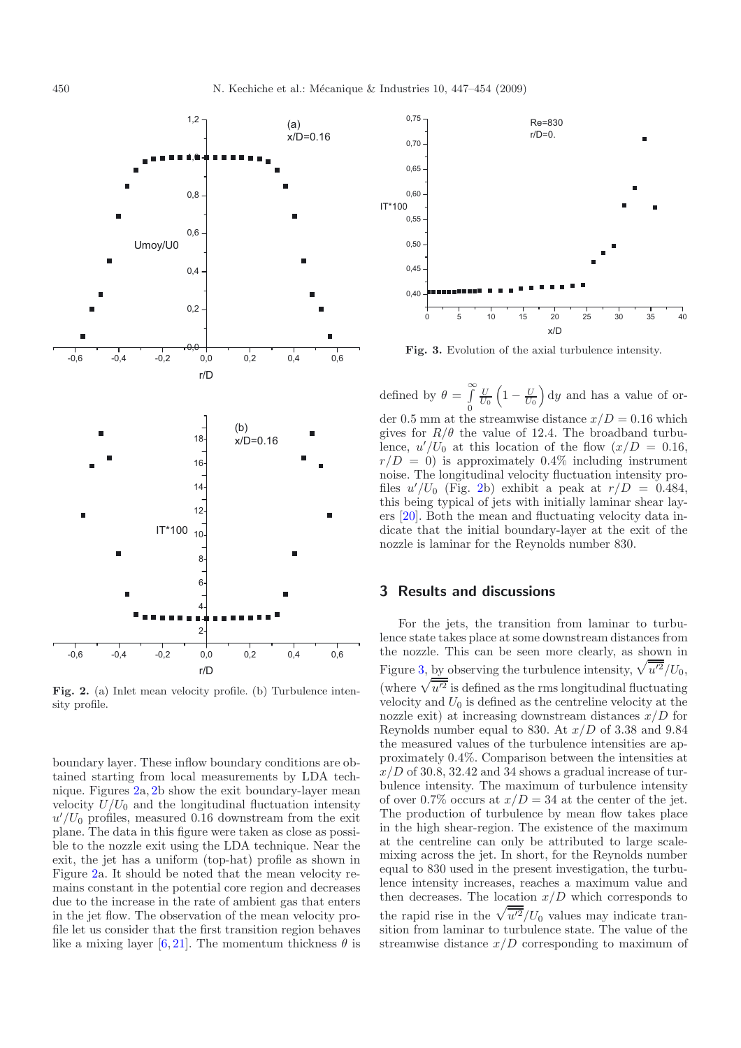Fig. 2. (a) Inlet mean velocity profile. (b) Turbulence intensity profile.

boundary layer. These inflow boundary conditions are obtained starting from local measurements by LDA technique. Figures 2a, 2b show the exit boundary-layer mean velocity $U/U_0$ and the longitudinal fluctuation intensity $u'/U_0$ profiles, measured 0.16 downstream from the exit plane. The data in this figure were taken as close as possible to the nozzle exit using the LDA technique. Near the exit, the jet has a uniform (top-hat) profile as shown in Figure 2a. It should be noted that the mean velocity remains constant in the potential core region and decreases due to the increase in the rate of ambient gas that enters in the jet flow. The observation of the mean velocity profile let us consider that the first transition region behaves like a mixing layer [6, 21]. The momentum thickness $\theta$ is defined by $\theta = \int_0^\infty \frac{U}{U_0}\left(1 - \frac{U}{U_0}\right) \mathrm{d}y$ and has a value of order 0.5 mm at the streamwise distance $x/D = 0.16$ which gives for $R/\theta$ the value of 12.4. The broadband turbulence, $u'/U_0$ at this location of the flow ($x/D = 0.16$, $r/D = 0$) is approximately 0.4% including instrument noise. The longitudinal velocity fluctuation intensity profiles $u'/U_0$ (Fig. 2b) exhibit a peak at $r/D = 0.484$, this being typical of jets with initially laminar shear layers [20]. Both the mean and fluctuating velocity data indicate that the initial boundary-layer at the exit of the nozzle is laminar for the Reynolds number 830.

Fig. 3. Evolution of the axial turbulence intensity.

## 3 Results and discussions

For the jets, the transition from laminar to turbulence state takes place at some downstream distances from the nozzle. This can be seen more clearly, as shown in Figure 3, by observing the turbulence intensity, $\sqrt{\overline{u'^2}}/U_0$, (where $\sqrt{\overline{u'^2}}$ is defined as the rms longitudinal fluctuating velocity and $U_0$ is defined as the centreline velocity at the nozzle exit) at increasing downstream distances $x/D$ for Reynolds number equal to 830. At $x/D$ of 3.38 and 9.84 the measured values of the turbulence intensities are approximately 0.4%. Comparison between the intensities at $x/D$ of 30.8, 32.42 and 34 shows a gradual increase of turbulence intensity. The maximum of turbulence intensity of over 0.7% occurs at $x/D = 34$ at the center of the jet. The production of turbulence by mean flow takes place in the high shear-region. The existence of the maximum at the centreline can only be attributed to large scale-mixing across the jet. In short, for the Reynolds number equal to 830 used in the present investigation, the turbulence intensity increases, reaches a maximum value and then decreases. The location $x/D$ which corresponds to the rapid rise in the $\sqrt{\overline{u'^2}}/U_0$ values may indicate transition from laminar to turbulence state. The value of the streamwise distance $x/D$ corresponding to maximum of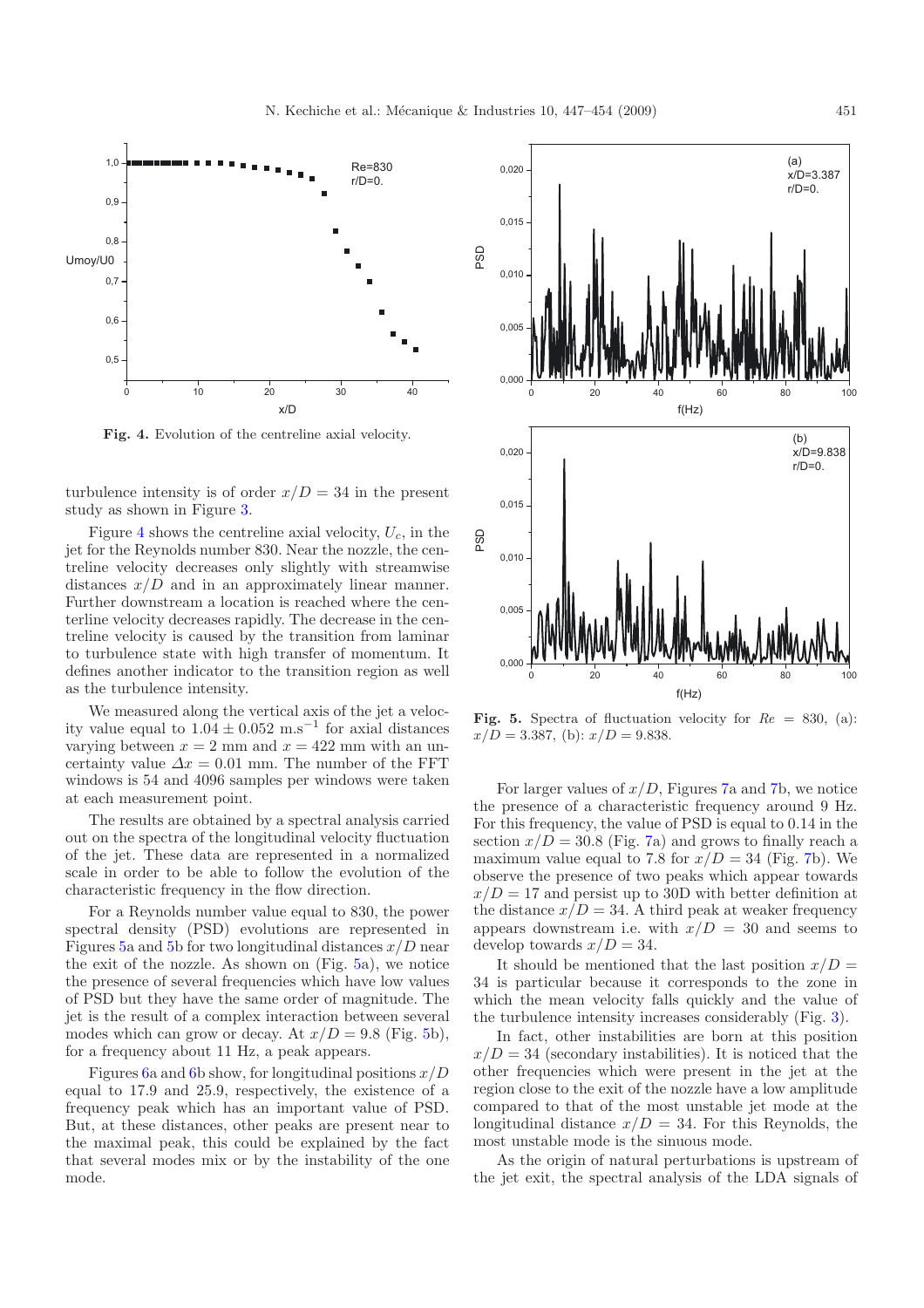Fig. 4. Evolution of the centreline axial velocity.

turbulence intensity is of order $x/D = 34$ in the present study as shown in Figure 3.

Figure 4 shows the centreline axial velocity, $U_c$, in the jet for the Reynolds number 830. Near the nozzle, the centreline velocity decreases only slightly with streamwise distances $x/D$ and in an approximately linear manner. Further downstream a location is reached where the centerline velocity decreases rapidly. The decrease in the centreline velocity is caused by the transition from laminar to turbulence state with high transfer of momentum. It defines another indicator to the transition region as well as the turbulence intensity.

We measured along the vertical axis of the jet a velocity value equal to $1.04 \pm 0.052$ m.s$^{-1}$ for axial distances varying between $x = 2$ mm and $x = 422$ mm with an uncertainty value $\Delta x = 0.01$ mm. The number of the FFT windows is 54 and 4096 samples per windows were taken at each measurement point.

The results are obtained by a spectral analysis carried out on the spectra of the longitudinal velocity fluctuation of the jet. These data are represented in a normalized scale in order to be able to follow the evolution of the characteristic frequency in the flow direction.

For a Reynolds number value equal to 830, the power spectral density (PSD) evolutions are represented in Figures 5a and 5b for two longitudinal distances $x/D$ near the exit of the nozzle. As shown on (Fig. 5a), we notice the presence of several frequencies which have low values of PSD but they have the same order of magnitude. The jet is the result of a complex interaction between several modes which can grow or decay. At $x/D = 9.8$ (Fig. 5b), for a frequency about 11 Hz, a peak appears.

Figures 6a and 6b show, for longitudinal positions $x/D$ equal to 17.9 and 25.9, respectively, the existence of a frequency peak which has an important value of PSD. But, at these distances, other peaks are present near to the maximal peak, this could be explained by the fact that several modes mix or by the instability of the one mode.

Fig. 5. Spectra of fluctuation velocity for $Re = 830$, (a): $x/D = 3.387$, (b): $x/D = 9.838$.

For larger values of $x/D$, Figures 7a and 7b, we notice the presence of a characteristic frequency around 9 Hz. For this frequency, the value of PSD is equal to 0.14 in the section $x/D = 30.8$ (Fig. 7a) and grows to finally reach a maximum value equal to 7.8 for $x/D = 34$ (Fig. 7b). We observe the presence of two peaks which appear towards $x/D = 17$ and persist up to 30D with better definition at the distance $x/D = 34$. A third peak at weaker frequency appears downstream i.e. with $x/D = 30$ and seems to develop towards $x/D = 34$.

It should be mentioned that the last position $x/D = 34$ is particular because it corresponds to the zone in which the mean velocity falls quickly and the value of the turbulence intensity increases considerably (Fig. 3).

In fact, other instabilities are born at this position $x/D = 34$ (secondary instabilities). It is noticed that the other frequencies which were present in the jet at the region close to the exit of the nozzle have a low amplitude compared to that of the most unstable jet mode at the longitudinal distance $x/D = 34$. For this Reynolds, the most unstable mode is the sinuous mode.

As the origin of natural perturbations is upstream of the jet exit, the spectral analysis of the LDA signals of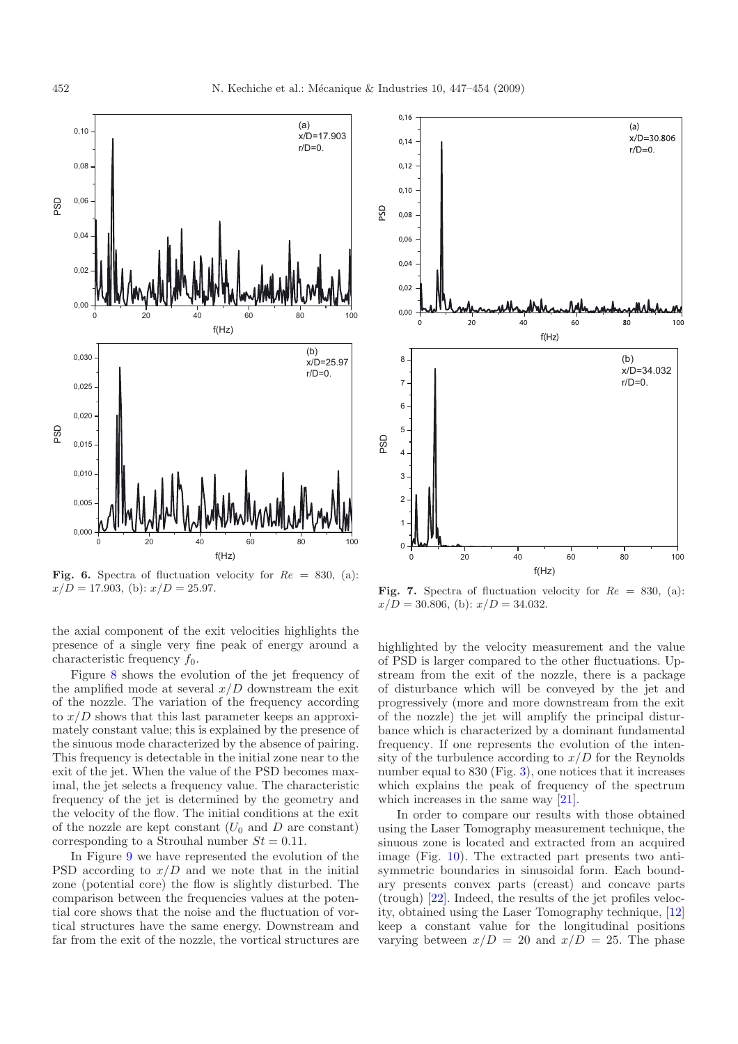Fig. 6. Spectra of fluctuation velocity for $Re = 830$, (a): $x/D = 17.903$, (b): $x/D = 25.97$.

Fig. 7. Spectra of fluctuation velocity for $Re = 830$, (a): $x/D = 30.806$, (b): $x/D = 34.032$.

the axial component of the exit velocities highlights the presence of a single very fine peak of energy around a characteristic frequency $f_0$.

Figure 8 shows the evolution of the jet frequency of the amplified mode at several $x/D$ downstream the exit of the nozzle. The variation of the frequency according to $x/D$ shows that this last parameter keeps an approximately constant value; this is explained by the presence of the sinuous mode characterized by the absence of pairing. This frequency is detectable in the initial zone near to the exit of the jet. When the value of the PSD becomes maximal, the jet selects a frequency value. The characteristic frequency of the jet is determined by the geometry and the velocity of the flow. The initial conditions at the exit of the nozzle are kept constant ($U_0$ and $D$ are constant) corresponding to a Strouhal number $St = 0.11$.

In Figure 9 we have represented the evolution of the PSD according to $x/D$ and we note that in the initial zone (potential core) the flow is slightly disturbed. The comparison between the frequencies values at the potential core shows that the noise and the fluctuation of vortical structures have the same energy. Downstream and far from the exit of the nozzle, the vortical structures are highlighted by the velocity measurement and the value of PSD is larger compared to the other fluctuations. Upstream from the exit of the nozzle, there is a package of disturbance which will be conveyed by the jet and progressively (more and more downstream from the exit of the nozzle) the jet will amplify the principal disturbance which is characterized by a dominant fundamental frequency. If one represents the evolution of the intensity of the turbulence according to $x/D$ for the Reynolds number equal to 830 (Fig. 3), one notices that it increases which explains the peak of frequency of the spectrum which increases in the same way [21].

In order to compare our results with those obtained using the Laser Tomography measurement technique, the sinuous zone is located and extracted from an acquired image (Fig. 10). The extracted part presents two antisymmetric boundaries in sinusoidal form. Each boundary presents convex parts (creast) and concave parts (trough) [22]. Indeed, the results of the jet profiles velocity, obtained using the Laser Tomography technique, [12] keep a constant value for the longitudinal positions varying between $x/D = 20$ and $x/D = 25$. The phase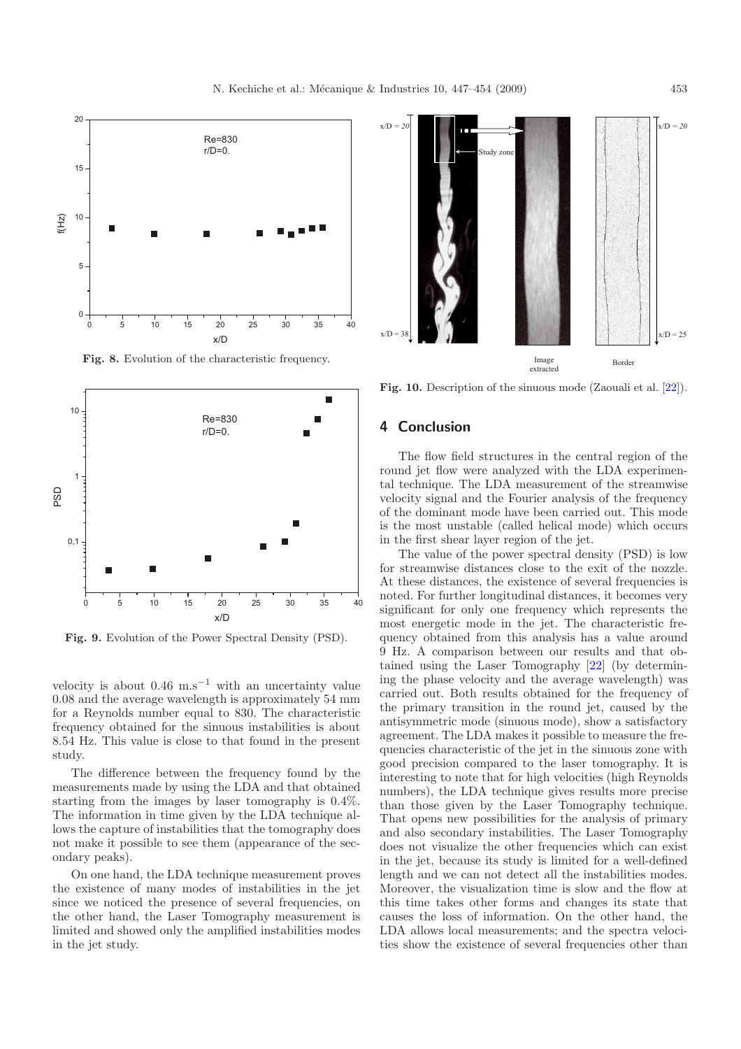Fig. 8. Evolution of the characteristic frequency.

Fig. 9. Evolution of the Power Spectral Density (PSD).

velocity is about 0.46 m.s$^{-1}$ with an uncertainty value 0.08 and the average wavelength is approximately 54 mm for a Reynolds number equal to 830. The characteristic frequency obtained for the sinuous instabilities is about 8.54 Hz. This value is close to that found in the present study.

The difference between the frequency found by the measurements made by using the LDA and that obtained starting from the images by laser tomography is 0.4%. The information in time given by the LDA technique allows the capture of instabilities that the tomography does not make it possible to see them (appearance of the secondary peaks).

On one hand, the LDA technique measurement proves the existence of many modes of instabilities in the jet since we noticed the presence of several frequencies, on the other hand, the Laser Tomography measurement is limited and showed only the amplified instabilities modes in the jet study.

Fig. 10. Description of the sinuous mode (Zaouali et al. [22]).

## 4 Conclusion

The flow field structures in the central region of the round jet flow were analyzed with the LDA experimental technique. The LDA measurement of the streamwise velocity signal and the Fourier analysis of the frequency of the dominant mode have been carried out. This mode is the most unstable (called helical mode) which occurs in the first shear layer region of the jet.

The value of the power spectral density (PSD) is low for streamwise distances close to the exit of the nozzle. At these distances, the existence of several frequencies is noted. For further longitudinal distances, it becomes very significant for only one frequency which represents the most energetic mode in the jet. The characteristic frequency obtained from this analysis has a value around 9 Hz. A comparison between our results and that obtained using the Laser Tomography [22] (by determining the phase velocity and the average wavelength) was carried out. Both results obtained for the frequency of the primary transition in the round jet, caused by the antisymmetric mode (sinuous mode), show a satisfactory agreement. The LDA makes it possible to measure the frequencies characteristic of the jet in the sinuous zone with good precision compared to the laser tomography. It is interesting to note that for high velocities (high Reynolds numbers), the LDA technique gives results more precise than those given by the Laser Tomography technique. That opens new possibilities for the analysis of primary and also secondary instabilities. The Laser Tomography does not visualize the other frequencies which can exist in the jet, because its study is limited for a well-defined length and we can not detect all the instabilities modes. Moreover, the visualization time is slow and the flow at this time takes other forms and changes its state that causes the loss of information. On the other hand, the LDA allows local measurements; and the spectra velocities show the existence of several frequencies other than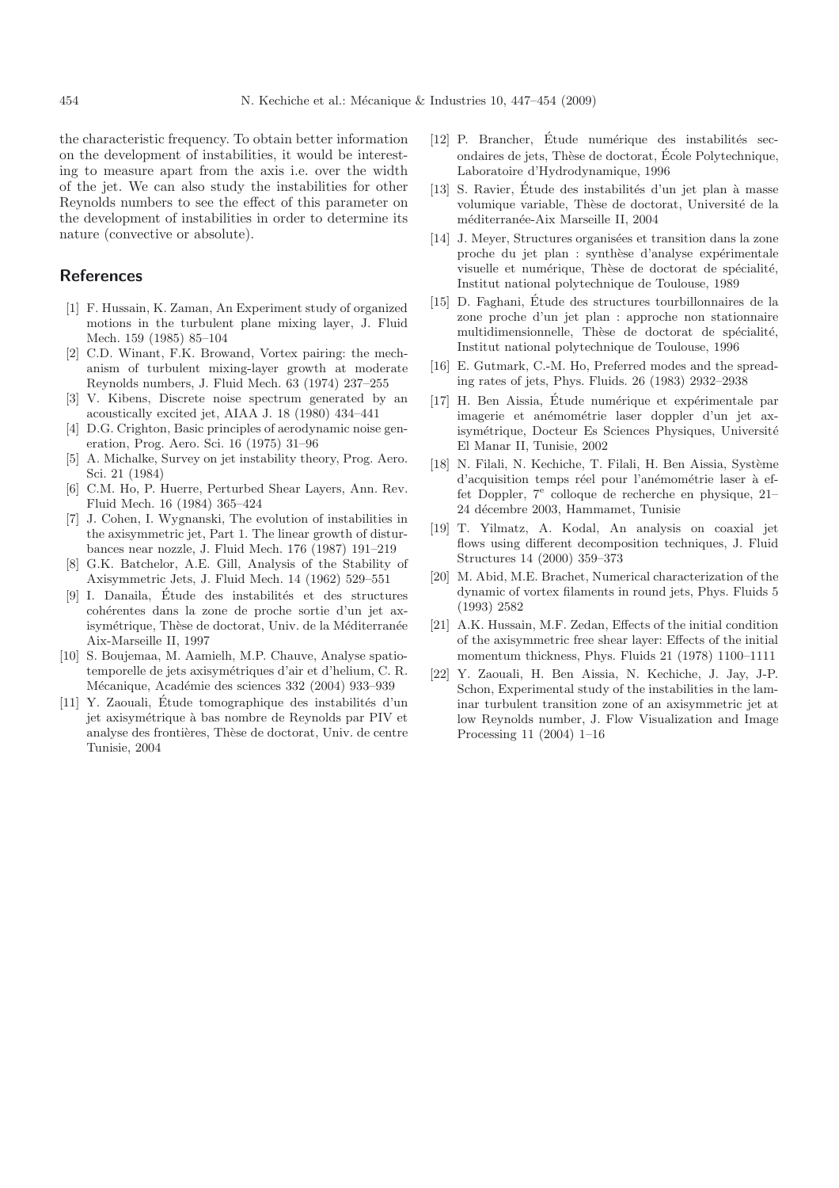the characteristic frequency. To obtain better information on the development of instabilities, it would be interesting to measure apart from the axis i.e. over the width of the jet. We can also study the instabilities for other Reynolds numbers to see the effect of this parameter on the development of instabilities in order to determine its nature (convective or absolute).

## References

[1] F. Hussain, K. Zaman, An Experiment study of organized motions in the turbulent plane mixing layer, J. Fluid Mech. 159 (1985) 85–104

[2] C.D. Winant, F.K. Browand, Vortex pairing: the mechanism of turbulent mixing-layer growth at moderate Reynolds numbers, J. Fluid Mech. 63 (1974) 237–255

[3] V. Kibens, Discrete noise spectrum generated by an acoustically excited jet, AIAA J. 18 (1980) 434–441

[4] D.G. Crighton, Basic principles of aerodynamic noise generation, Prog. Aero. Sci. 16 (1975) 31–96

[5] A. Michalke, Survey on jet instability theory, Prog. Aero. Sci. 21 (1984)

[6] C.M. Ho, P. Huerre, Perturbed Shear Layers, Ann. Rev. Fluid Mech. 16 (1984) 365–424

[7] J. Cohen, I. Wygnanski, The evolution of instabilities in the axisymmetric jet, Part 1. The linear growth of disturbances near nozzle, J. Fluid Mech. 176 (1987) 191–219

[8] G.K. Batchelor, A.E. Gill, Analysis of the Stability of Axisymmetric Jets, J. Fluid Mech. 14 (1962) 529–551

[9] I. Danaila, Étude des instabilités et des structures cohérentes dans la zone de proche sortie d'un jet axisymétrique, Thèse de doctorat, Univ. de la Méditerranée Aix-Marseille II, 1997

[10] S. Boujemaa, M. Aamielh, M.P. Chauve, Analyse spatio-temporelle de jets axisymétriques d'air et d'helium, C. R. Mécanique, Académie des sciences 332 (2004) 933–939

[11] Y. Zaouali, Étude tomographique des instabilités d'un jet axisymétrique à bas nombre de Reynolds par PIV et analyse des frontières, Thèse de doctorat, Univ. de centre Tunisie, 2004

[12] P. Brancher, Étude numérique des instabilités secondaires de jets, Thèse de doctorat, École Polytechnique, Laboratoire d'Hydrodynamique, 1996

[13] S. Ravier, Étude des instabilités d'un jet plan à masse volumique variable, Thèse de doctorat, Université de la méditerranée-Aix Marseille II, 2004

[14] J. Meyer, Structures organisées et transition dans la zone proche du jet plan : synthèse d'analyse expérimentale visuelle et numérique, Thèse de doctorat de spécialité, Institut national polytechnique de Toulouse, 1989

[15] D. Faghani, Étude des structures tourbillonnaires de la zone proche d'un jet plan : approche non stationnaire multidimensionnelle, Thèse de doctorat de spécialité, Institut national polytechnique de Toulouse, 1996

[16] E. Gutmark, C.-M. Ho, Preferred modes and the spreading rates of jets, Phys. Fluids. 26 (1983) 2932–2938

[17] H. Ben Aissia, Étude numérique et expérimentale par imagerie et anémométrie laser doppler d'un jet axisymétrique, Docteur Es Sciences Physiques, Université El Manar II, Tunisie, 2002

[18] N. Filali, N. Kechiche, T. Filali, H. Ben Aissia, Système d'acquisition temps réel pour l'anémométrie laser à effet Doppler, 7e colloque de recherche en physique, 21–24 décembre 2003, Hammamet, Tunisie

[19] T. Yilmatz, A. Kodal, An analysis on coaxial jet flows using different decomposition techniques, J. Fluid Structures 14 (2000) 359–373

[20] M. Abid, M.E. Brachet, Numerical characterization of the dynamic of vortex filaments in round jets, Phys. Fluids 5 (1993) 2582

[21] A.K. Hussain, M.F. Zedan, Effects of the initial condition of the axisymmetric free shear layer: Effects of the initial momentum thickness, Phys. Fluids 21 (1978) 1100–1111

[22] Y. Zaouali, H. Ben Aissia, N. Kechiche, J. Jay, J-P. Schon, Experimental study of the instabilities in the laminar turbulent transition zone of an axisymmetric jet at low Reynolds number, J. Flow Visualization and Image Processing 11 (2004) 1–16